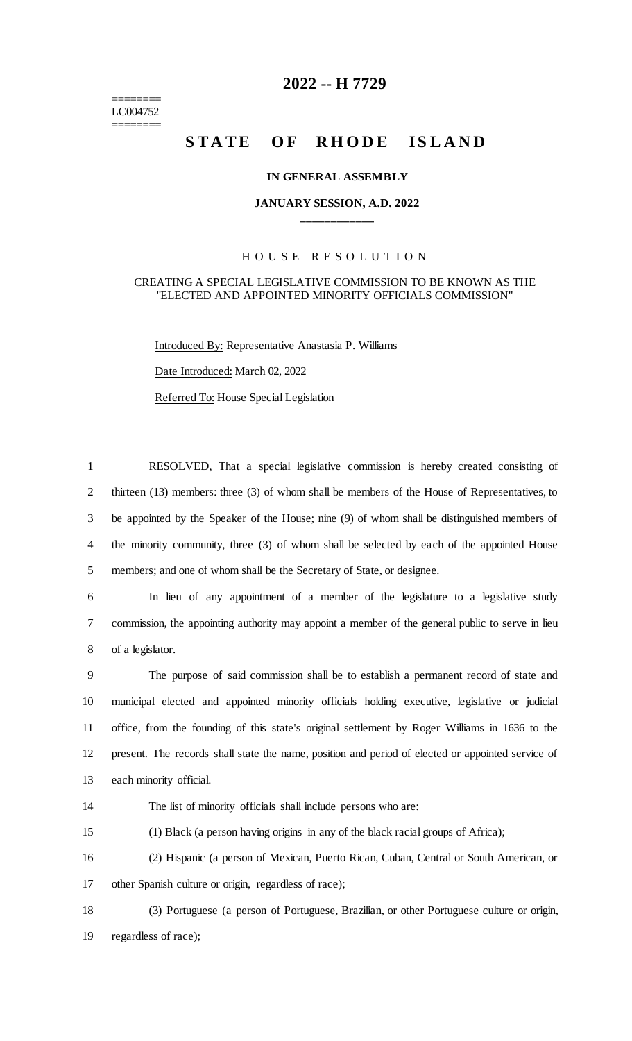========
LC004752
========

# 2022 -- H 7729

## STATE OF RHODE ISLAND

### IN GENERAL ASSEMBLY

### JANUARY SESSION, A.D. 2022

---

HOUSE RESOLUTION

CREATING A SPECIAL LEGISLATIVE COMMISSION TO BE KNOWN AS THE "ELECTED AND APPOINTED MINORITY OFFICIALS COMMISSION"

Introduced By: Representative Anastasia P. Williams

Date Introduced: March 02, 2022

Referred To: House Special Legislation

RESOLVED, That a special legislative commission is hereby created consisting of thirteen (13) members: three (3) of whom shall be members of the House of Representatives, to be appointed by the Speaker of the House; nine (9) of whom shall be distinguished members of the minority community, three (3) of whom shall be selected by each of the appointed House members; and one of whom shall be the Secretary of State, or designee.

In lieu of any appointment of a member of the legislature to a legislative study commission, the appointing authority may appoint a member of the general public to serve in lieu of a legislator.

The purpose of said commission shall be to establish a permanent record of state and municipal elected and appointed minority officials holding executive, legislative or judicial office, from the founding of this state's original settlement by Roger Williams in 1636 to the present. The records shall state the name, position and period of elected or appointed service of each minority official.

The list of minority officials shall include persons who are:

(1) Black (a person having origins in any of the black racial groups of Africa);

(2) Hispanic (a person of Mexican, Puerto Rican, Cuban, Central or South American, or other Spanish culture or origin, regardless of race);

(3) Portuguese (a person of Portuguese, Brazilian, or other Portuguese culture or origin, regardless of race);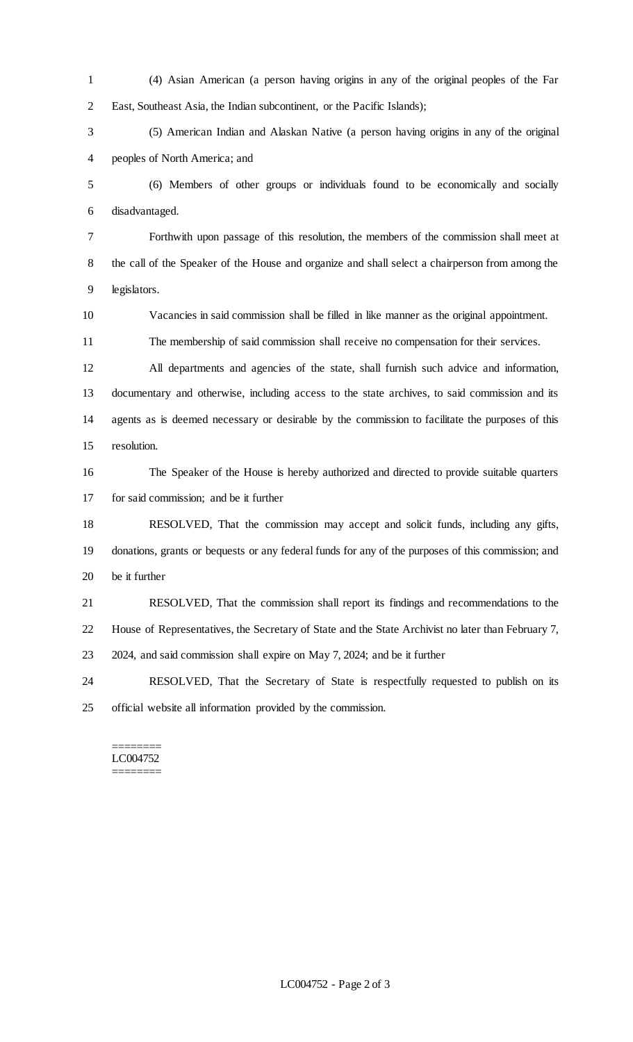(4) Asian American (a person having origins in any of the original peoples of the Far East, Southeast Asia, the Indian subcontinent, or the Pacific Islands);

(5) American Indian and Alaskan Native (a person having origins in any of the original peoples of North America; and

(6) Members of other groups or individuals found to be economically and socially disadvantaged.

Forthwith upon passage of this resolution, the members of the commission shall meet at the call of the Speaker of the House and organize and shall select a chairperson from among the legislators.

Vacancies in said commission shall be filled in like manner as the original appointment.

The membership of said commission shall receive no compensation for their services.

All departments and agencies of the state, shall furnish such advice and information, documentary and otherwise, including access to the state archives, to said commission and its agents as is deemed necessary or desirable by the commission to facilitate the purposes of this resolution.

The Speaker of the House is hereby authorized and directed to provide suitable quarters for said commission; and be it further

RESOLVED, That the commission may accept and solicit funds, including any gifts, donations, grants or bequests or any federal funds for any of the purposes of this commission; and be it further

RESOLVED, That the commission shall report its findings and recommendations to the House of Representatives, the Secretary of State and the State Archivist no later than February 7, 2024, and said commission shall expire on May 7, 2024; and be it further

RESOLVED, That the Secretary of State is respectfully requested to publish on its official website all information provided by the commission.

========
LC004752
========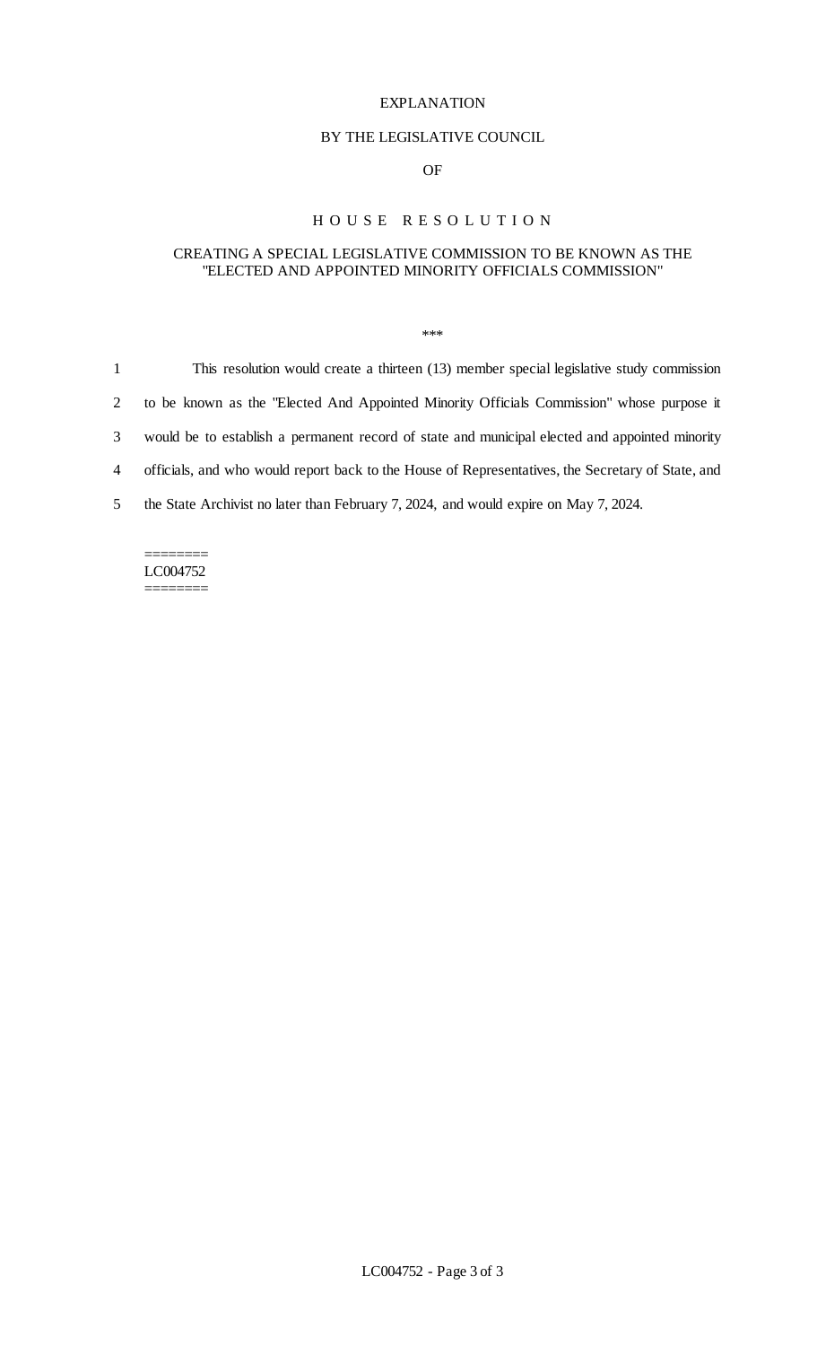EXPLANATION

BY THE LEGISLATIVE COUNCIL

OF

# H O U S E R E S O L U T I O N

CREATING A SPECIAL LEGISLATIVE COMMISSION TO BE KNOWN AS THE "ELECTED AND APPOINTED MINORITY OFFICIALS COMMISSION"

\*\*\*

This resolution would create a thirteen (13) member special legislative study commission to be known as the "Elected And Appointed Minority Officials Commission" whose purpose it would be to establish a permanent record of state and municipal elected and appointed minority officials, and who would report back to the House of Representatives, the Secretary of State, and the State Archivist no later than February 7, 2024, and would expire on May 7, 2024.

========
LC004752
========